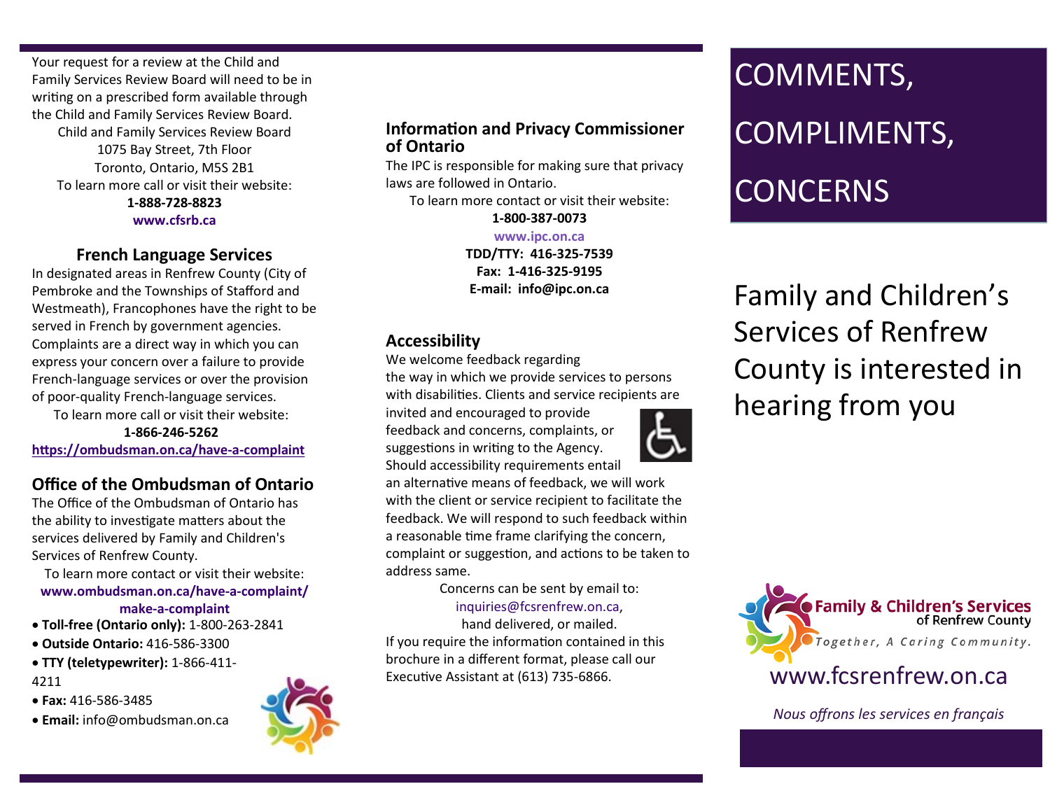Your request for a review at the Child and Family Services Review Board will need to be in writing on a prescribed form available through the Child and Family Services Review Board.

Child and Family Services Review Board
1075 Bay Street, 7th Floor
Toronto, Ontario, M5S 2B1
To learn more call or visit their website:
**1-888-728-8823**
**www.cfsrb.ca**

## French Language Services

In designated areas in Renfrew County (City of Pembroke and the Townships of Stafford and Westmeath), Francophones have the right to be served in French by government agencies. Complaints are a direct way in which you can express your concern over a failure to provide French-language services or over the provision of poor-quality French-language services.

To learn more call or visit their website:
**1-866-246-5262**
**https://ombudsman.on.ca/have-a-complaint**

## Office of the Ombudsman of Ontario

The Office of the Ombudsman of Ontario has the ability to investigate matters about the services delivered by Family and Children's Services of Renfrew County.

To learn more contact or visit their website:
**www.ombudsman.on.ca/have-a-complaint/make-a-complaint**

- **Toll-free (Ontario only):** 1-800-263-2841
- **Outside Ontario:** 416-586-3300
- **TTY (teletypewriter):** 1-866-411-4211
- **Fax:** 416-586-3485
- **Email:** info@ombudsman.on.ca

## Information and Privacy Commissioner of Ontario

The IPC is responsible for making sure that privacy laws are followed in Ontario.

To learn more contact or visit their website:
**1-800-387-0073**
**www.ipc.on.ca**
**TDD/TTY: 416-325-7539**
**Fax: 1-416-325-9195**
**E-mail: info@ipc.on.ca**

## Accessibility

We welcome feedback regarding the way in which we provide services to persons with disabilities. Clients and service recipients are invited and encouraged to provide feedback and concerns, complaints, or suggestions in writing to the Agency. Should accessibility requirements entail an alternative means of feedback, we will work with the client or service recipient to facilitate the feedback. We will respond to such feedback within a reasonable time frame clarifying the concern, complaint or suggestion, and actions to be taken to address same.

Concerns can be sent by email to:
inquiries@fcsrenfrew.on.ca,
hand delivered, or mailed.

If you require the information contained in this brochure in a different format, please call our Executive Assistant at (613) 735-6866.

# COMMENTS, COMPLIMENTS, CONCERNS

## Family and Children's Services of Renfrew County is interested in hearing from you

**Family & Children's Services** of Renfrew County
*Together, A Caring Community.*

www.fcsrenfrew.on.ca

*Nous offrons les services en français*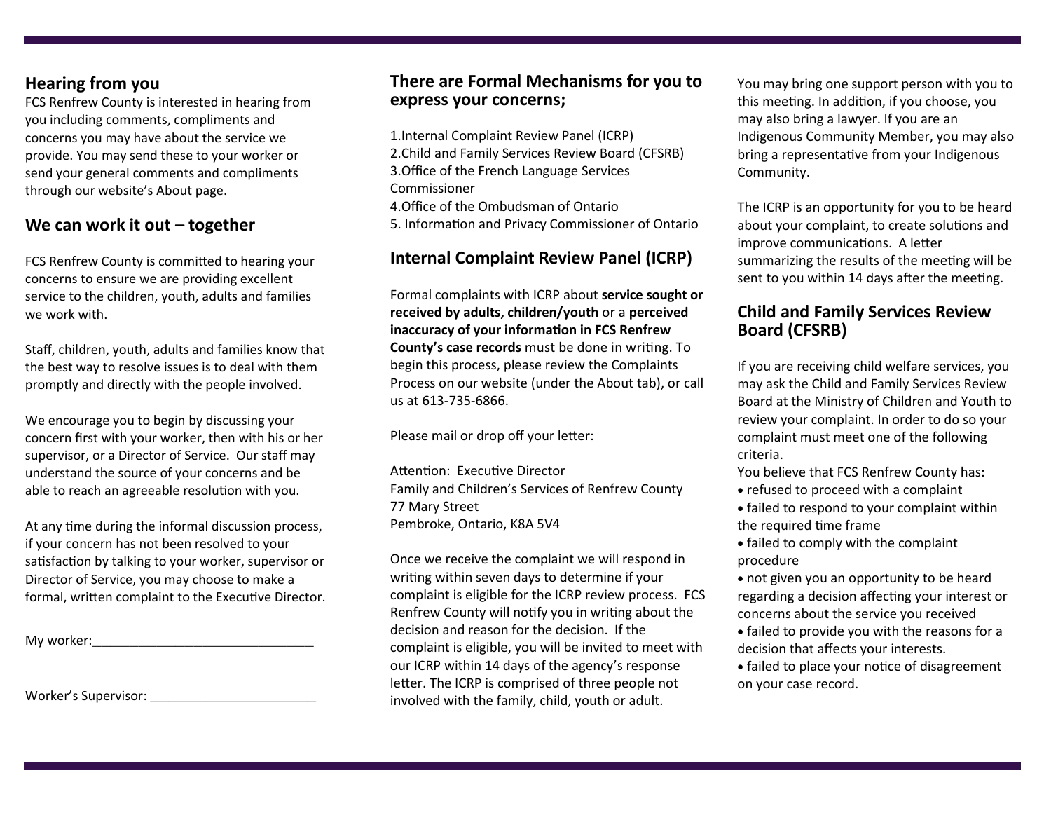## Hearing from you

FCS Renfrew County is interested in hearing from you including comments, compliments and concerns you may have about the service we provide. You may send these to your worker or send your general comments and compliments through our website's About page.

## We can work it out – together

FCS Renfrew County is committed to hearing your concerns to ensure we are providing excellent service to the children, youth, adults and families we work with.

Staff, children, youth, adults and families know that the best way to resolve issues is to deal with them promptly and directly with the people involved.

We encourage you to begin by discussing your concern first with your worker, then with his or her supervisor, or a Director of Service. Our staff may understand the source of your concerns and be able to reach an agreeable resolution with you.

At any time during the informal discussion process, if your concern has not been resolved to your satisfaction by talking to your worker, supervisor or Director of Service, you may choose to make a formal, written complaint to the Executive Director.

My worker:_______________________________

Worker's Supervisor: _______________________

## There are Formal Mechanisms for you to express your concerns;

1.Internal Complaint Review Panel (ICRP)
2.Child and Family Services Review Board (CFSRB)
3.Office of the French Language Services Commissioner
4.Office of the Ombudsman of Ontario
5. Information and Privacy Commissioner of Ontario

## Internal Complaint Review Panel (ICRP)

Formal complaints with ICRP about **service sought or received by adults, children/youth** or a **perceived inaccuracy of your information in FCS Renfrew County's case records** must be done in writing. To begin this process, please review the Complaints Process on our website (under the About tab), or call us at 613-735-6866.

Please mail or drop off your letter:

Attention: Executive Director
Family and Children's Services of Renfrew County
77 Mary Street
Pembroke, Ontario, K8A 5V4

Once we receive the complaint we will respond in writing within seven days to determine if your complaint is eligible for the ICRP review process. FCS Renfrew County will notify you in writing about the decision and reason for the decision. If the complaint is eligible, you will be invited to meet with our ICRP within 14 days of the agency's response letter. The ICRP is comprised of three people not involved with the family, child, youth or adult.

You may bring one support person with you to this meeting. In addition, if you choose, you may also bring a lawyer. If you are an Indigenous Community Member, you may also bring a representative from your Indigenous Community.

The ICRP is an opportunity for you to be heard about your complaint, to create solutions and improve communications. A letter summarizing the results of the meeting will be sent to you within 14 days after the meeting.

## Child and Family Services Review Board (CFSRB)

If you are receiving child welfare services, you may ask the Child and Family Services Review Board at the Ministry of Children and Youth to review your complaint. In order to do so your complaint must meet one of the following criteria.

You believe that FCS Renfrew County has:

- refused to proceed with a complaint
- failed to respond to your complaint within the required time frame
- failed to comply with the complaint procedure
- not given you an opportunity to be heard regarding a decision affecting your interest or concerns about the service you received
- failed to provide you with the reasons for a decision that affects your interests.
- failed to place your notice of disagreement on your case record.